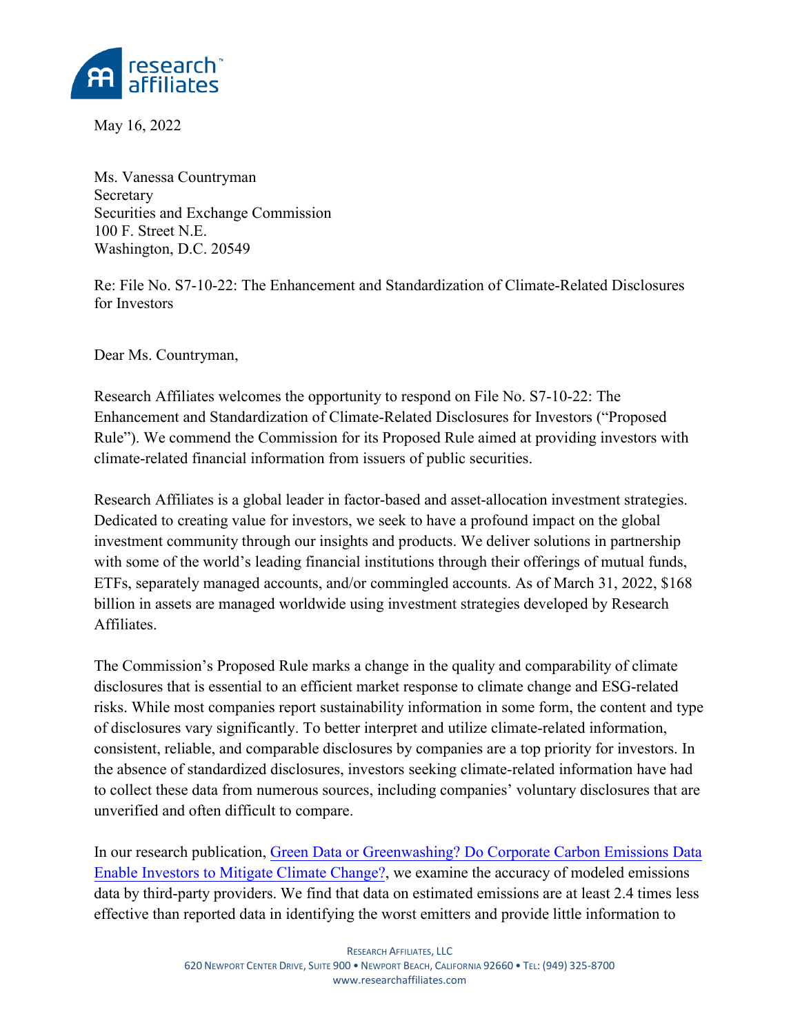May 16, 2022

Ms. Vanessa Countryman
Secretary
Securities and Exchange Commission
100 F. Street N.E.
Washington, D.C. 20549

Re: File No. S7-10-22: The Enhancement and Standardization of Climate-Related Disclosures for Investors

Dear Ms. Countryman,

Research Affiliates welcomes the opportunity to respond on File No. S7-10-22: The Enhancement and Standardization of Climate-Related Disclosures for Investors ("Proposed Rule"). We commend the Commission for its Proposed Rule aimed at providing investors with climate-related financial information from issuers of public securities.

Research Affiliates is a global leader in factor-based and asset-allocation investment strategies. Dedicated to creating value for investors, we seek to have a profound impact on the global investment community through our insights and products. We deliver solutions in partnership with some of the world's leading financial institutions through their offerings of mutual funds, ETFs, separately managed accounts, and/or commingled accounts. As of March 31, 2022, $168 billion in assets are managed worldwide using investment strategies developed by Research Affiliates.

The Commission's Proposed Rule marks a change in the quality and comparability of climate disclosures that is essential to an efficient market response to climate change and ESG-related risks. While most companies report sustainability information in some form, the content and type of disclosures vary significantly. To better interpret and utilize climate-related information, consistent, reliable, and comparable disclosures by companies are a top priority for investors. In the absence of standardized disclosures, investors seeking climate-related information have had to collect these data from numerous sources, including companies' voluntary disclosures that are unverified and often difficult to compare.

In our research publication, Green Data or Greenwashing? Do Corporate Carbon Emissions Data Enable Investors to Mitigate Climate Change?, we examine the accuracy of modeled emissions data by third-party providers. We find that data on estimated emissions are at least 2.4 times less effective than reported data in identifying the worst emitters and provide little information to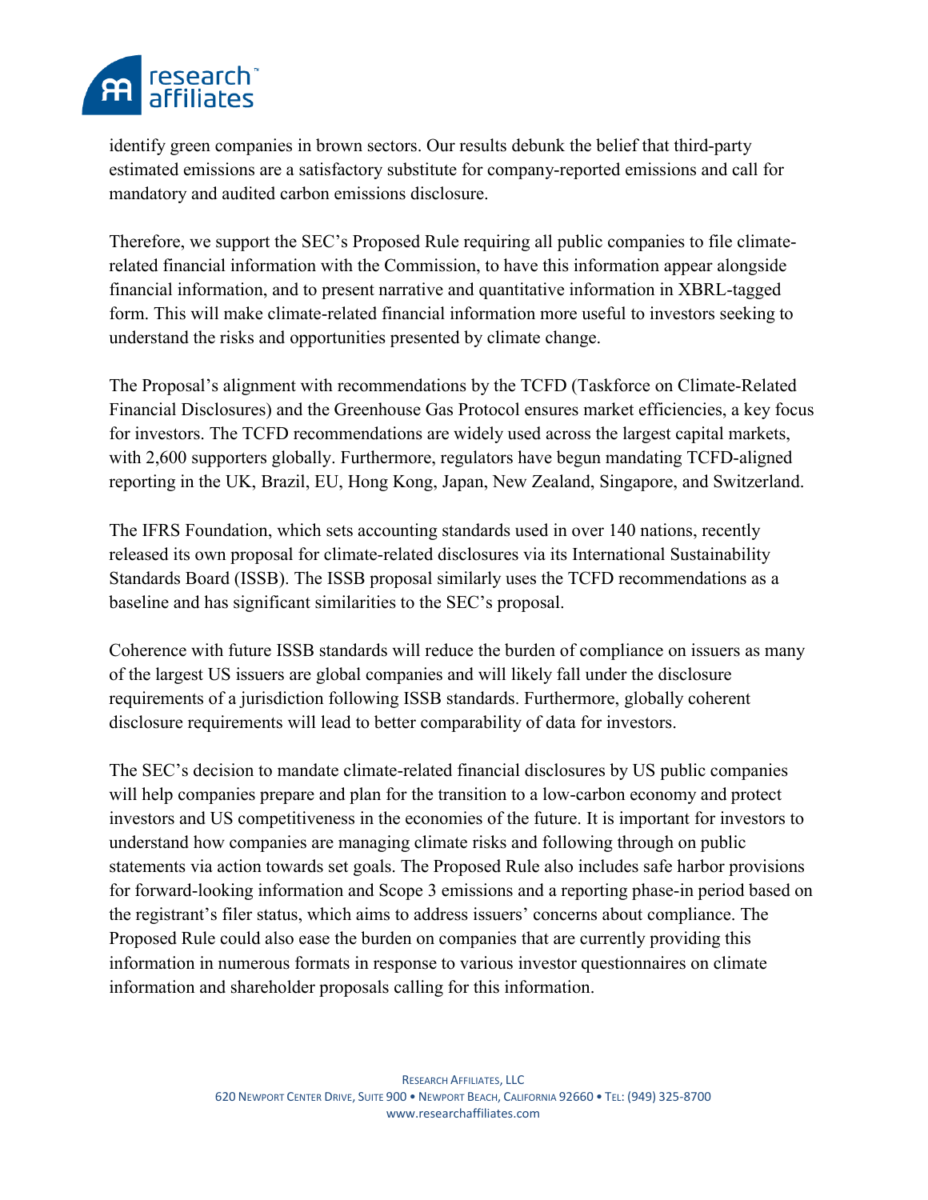identify green companies in brown sectors. Our results debunk the belief that third-party estimated emissions are a satisfactory substitute for company-reported emissions and call for mandatory and audited carbon emissions disclosure.

Therefore, we support the SEC's Proposed Rule requiring all public companies to file climate-related financial information with the Commission, to have this information appear alongside financial information, and to present narrative and quantitative information in XBRL-tagged form. This will make climate-related financial information more useful to investors seeking to understand the risks and opportunities presented by climate change.

The Proposal's alignment with recommendations by the TCFD (Taskforce on Climate-Related Financial Disclosures) and the Greenhouse Gas Protocol ensures market efficiencies, a key focus for investors. The TCFD recommendations are widely used across the largest capital markets, with 2,600 supporters globally. Furthermore, regulators have begun mandating TCFD-aligned reporting in the UK, Brazil, EU, Hong Kong, Japan, New Zealand, Singapore, and Switzerland.

The IFRS Foundation, which sets accounting standards used in over 140 nations, recently released its own proposal for climate-related disclosures via its International Sustainability Standards Board (ISSB). The ISSB proposal similarly uses the TCFD recommendations as a baseline and has significant similarities to the SEC's proposal.

Coherence with future ISSB standards will reduce the burden of compliance on issuers as many of the largest US issuers are global companies and will likely fall under the disclosure requirements of a jurisdiction following ISSB standards. Furthermore, globally coherent disclosure requirements will lead to better comparability of data for investors.

The SEC's decision to mandate climate-related financial disclosures by US public companies will help companies prepare and plan for the transition to a low-carbon economy and protect investors and US competitiveness in the economies of the future. It is important for investors to understand how companies are managing climate risks and following through on public statements via action towards set goals. The Proposed Rule also includes safe harbor provisions for forward-looking information and Scope 3 emissions and a reporting phase-in period based on the registrant's filer status, which aims to address issuers' concerns about compliance. The Proposed Rule could also ease the burden on companies that are currently providing this information in numerous formats in response to various investor questionnaires on climate information and shareholder proposals calling for this information.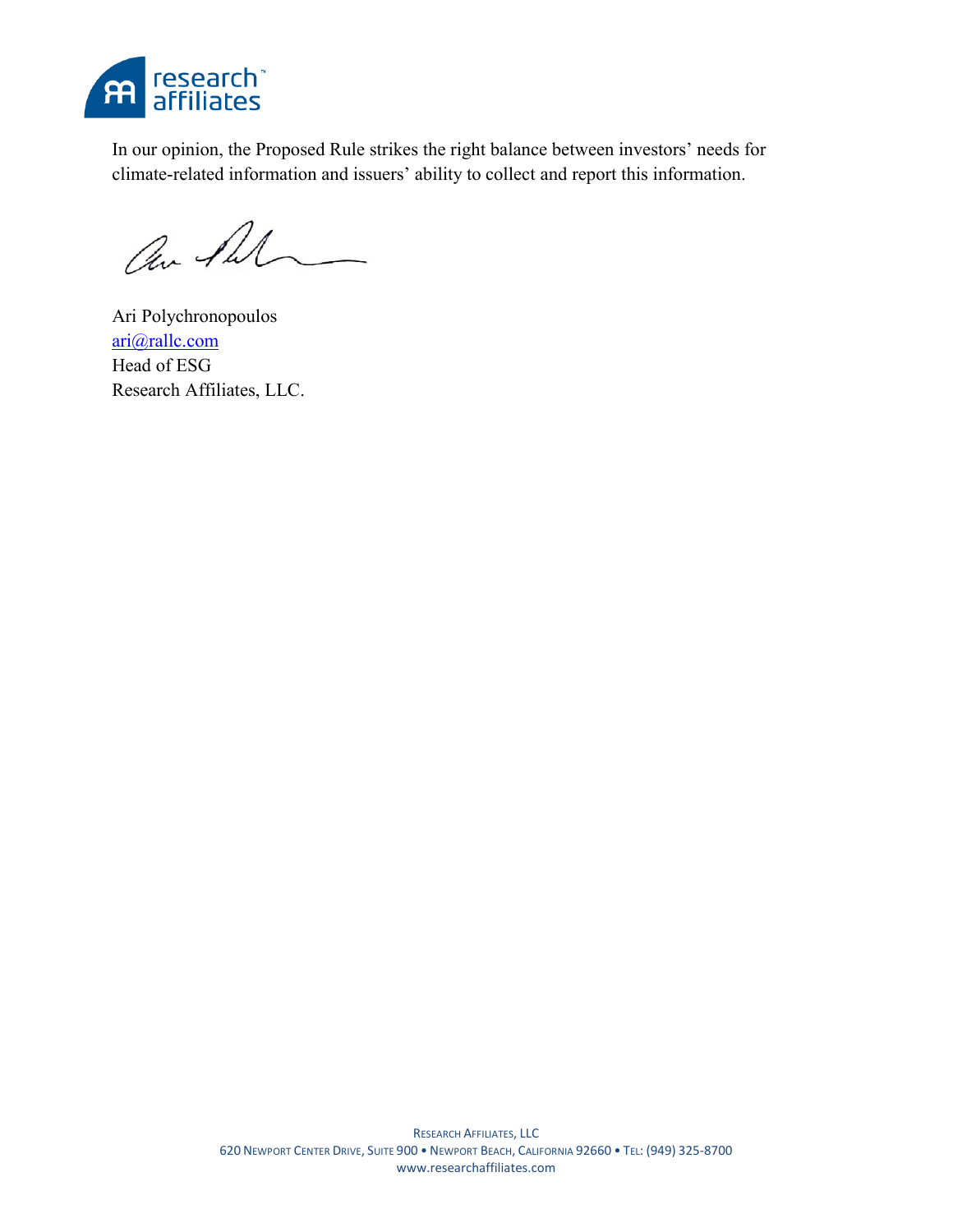In our opinion, the Proposed Rule strikes the right balance between investors' needs for climate-related information and issuers' ability to collect and report this information.

Ari Polychronopoulos  
ari@rallc.com  
Head of ESG  
Research Affiliates, LLC.